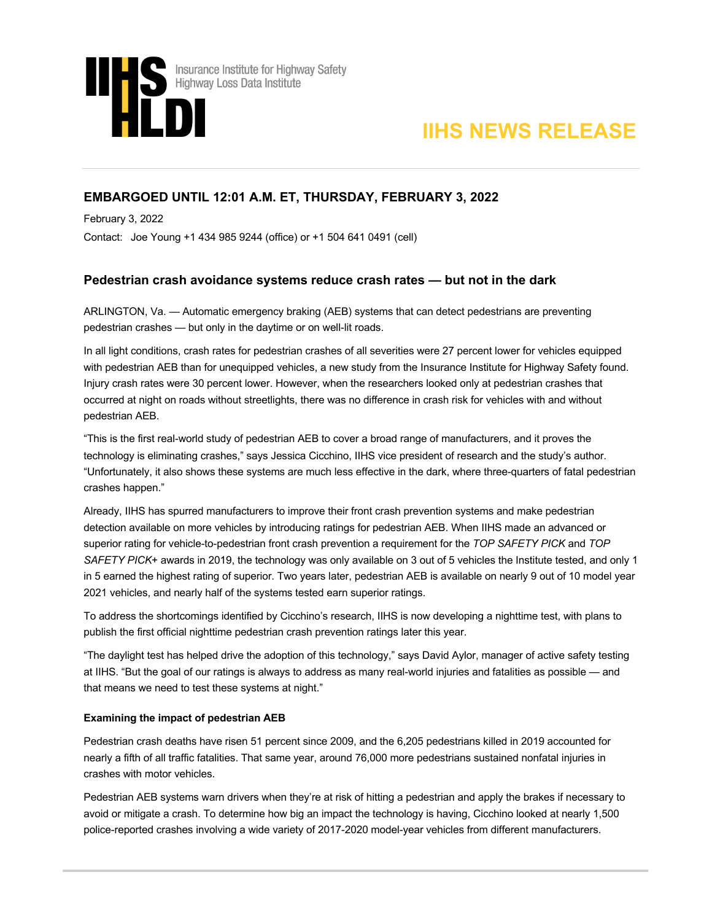Insurance Institute for Highway Safety
Highway Loss Data Institute

# IIHS NEWS RELEASE

**EMBARGOED UNTIL 12:01 A.M. ET, THURSDAY, FEBRUARY 3, 2022**

February 3, 2022

Contact: Joe Young +1 434 985 9244 (office) or +1 504 641 0491 (cell)

## Pedestrian crash avoidance systems reduce crash rates — but not in the dark

ARLINGTON, Va. — Automatic emergency braking (AEB) systems that can detect pedestrians are preventing pedestrian crashes — but only in the daytime or on well-lit roads.

In all light conditions, crash rates for pedestrian crashes of all severities were 27 percent lower for vehicles equipped with pedestrian AEB than for unequipped vehicles, a new study from the Insurance Institute for Highway Safety found. Injury crash rates were 30 percent lower. However, when the researchers looked only at pedestrian crashes that occurred at night on roads without streetlights, there was no difference in crash risk for vehicles with and without pedestrian AEB.

"This is the first real-world study of pedestrian AEB to cover a broad range of manufacturers, and it proves the technology is eliminating crashes," says Jessica Cicchino, IIHS vice president of research and the study's author. "Unfortunately, it also shows these systems are much less effective in the dark, where three-quarters of fatal pedestrian crashes happen."

Already, IIHS has spurred manufacturers to improve their front crash prevention systems and make pedestrian detection available on more vehicles by introducing ratings for pedestrian AEB. When IIHS made an advanced or superior rating for vehicle-to-pedestrian front crash prevention a requirement for the *TOP SAFETY PICK* and *TOP SAFETY PICK+* awards in 2019, the technology was only available on 3 out of 5 vehicles the Institute tested, and only 1 in 5 earned the highest rating of superior. Two years later, pedestrian AEB is available on nearly 9 out of 10 model year 2021 vehicles, and nearly half of the systems tested earn superior ratings.

To address the shortcomings identified by Cicchino's research, IIHS is now developing a nighttime test, with plans to publish the first official nighttime pedestrian crash prevention ratings later this year.

"The daylight test has helped drive the adoption of this technology," says David Aylor, manager of active safety testing at IIHS. "But the goal of our ratings is always to address as many real-world injuries and fatalities as possible — and that means we need to test these systems at night."

### Examining the impact of pedestrian AEB

Pedestrian crash deaths have risen 51 percent since 2009, and the 6,205 pedestrians killed in 2019 accounted for nearly a fifth of all traffic fatalities. That same year, around 76,000 more pedestrians sustained nonfatal injuries in crashes with motor vehicles.

Pedestrian AEB systems warn drivers when they're at risk of hitting a pedestrian and apply the brakes if necessary to avoid or mitigate a crash. To determine how big an impact the technology is having, Cicchino looked at nearly 1,500 police-reported crashes involving a wide variety of 2017-2020 model-year vehicles from different manufacturers.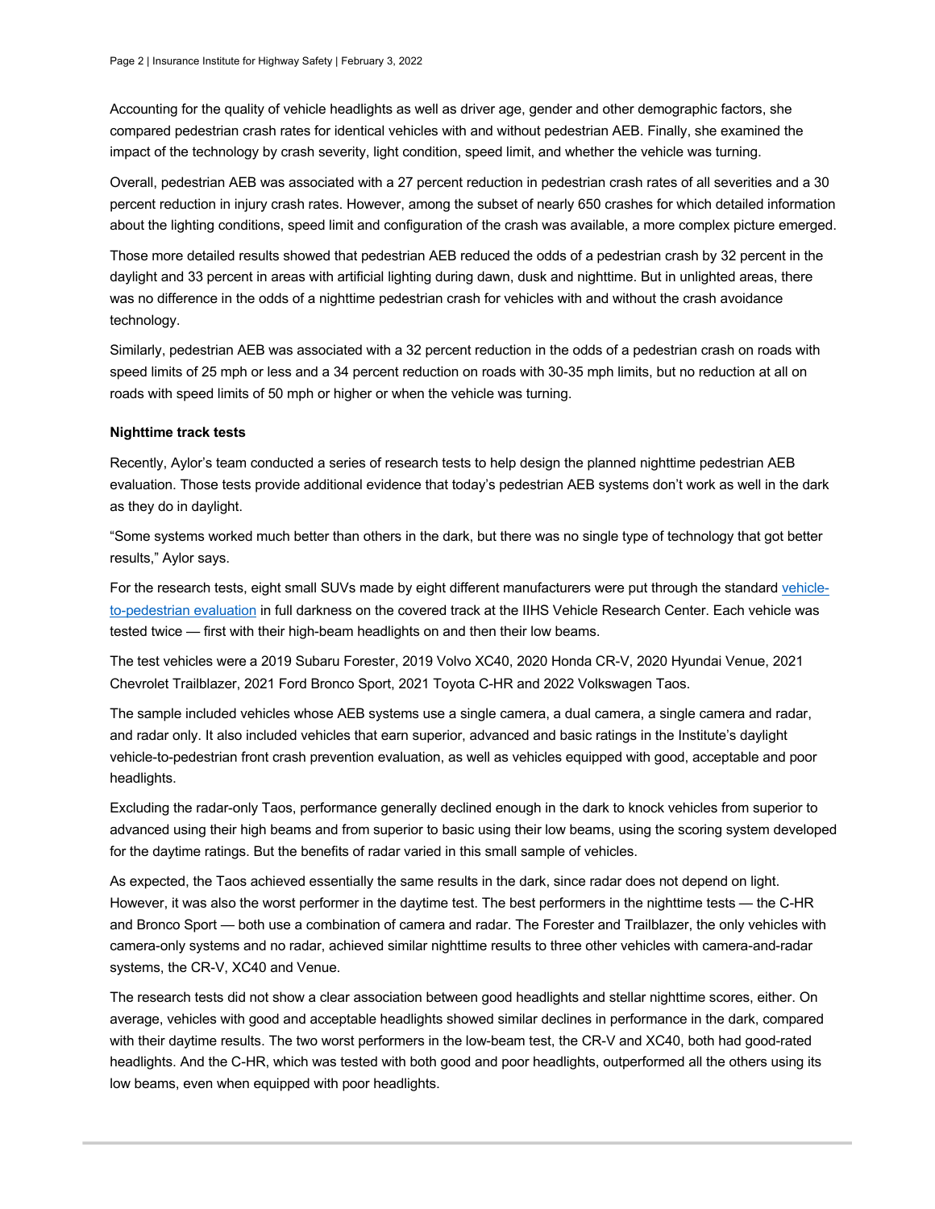Accounting for the quality of vehicle headlights as well as driver age, gender and other demographic factors, she compared pedestrian crash rates for identical vehicles with and without pedestrian AEB. Finally, she examined the impact of the technology by crash severity, light condition, speed limit, and whether the vehicle was turning.

Overall, pedestrian AEB was associated with a 27 percent reduction in pedestrian crash rates of all severities and a 30 percent reduction in injury crash rates. However, among the subset of nearly 650 crashes for which detailed information about the lighting conditions, speed limit and configuration of the crash was available, a more complex picture emerged.

Those more detailed results showed that pedestrian AEB reduced the odds of a pedestrian crash by 32 percent in the daylight and 33 percent in areas with artificial lighting during dawn, dusk and nighttime. But in unlighted areas, there was no difference in the odds of a nighttime pedestrian crash for vehicles with and without the crash avoidance technology.

Similarly, pedestrian AEB was associated with a 32 percent reduction in the odds of a pedestrian crash on roads with speed limits of 25 mph or less and a 34 percent reduction on roads with 30-35 mph limits, but no reduction at all on roads with speed limits of 50 mph or higher or when the vehicle was turning.

**Nighttime track tests**

Recently, Aylor's team conducted a series of research tests to help design the planned nighttime pedestrian AEB evaluation. Those tests provide additional evidence that today's pedestrian AEB systems don't work as well in the dark as they do in daylight.

"Some systems worked much better than others in the dark, but there was no single type of technology that got better results," Aylor says.

For the research tests, eight small SUVs made by eight different manufacturers were put through the standard vehicle-to-pedestrian evaluation in full darkness on the covered track at the IIHS Vehicle Research Center. Each vehicle was tested twice — first with their high-beam headlights on and then their low beams.

The test vehicles were a 2019 Subaru Forester, 2019 Volvo XC40, 2020 Honda CR-V, 2020 Hyundai Venue, 2021 Chevrolet Trailblazer, 2021 Ford Bronco Sport, 2021 Toyota C-HR and 2022 Volkswagen Taos.

The sample included vehicles whose AEB systems use a single camera, a dual camera, a single camera and radar, and radar only. It also included vehicles that earn superior, advanced and basic ratings in the Institute's daylight vehicle-to-pedestrian front crash prevention evaluation, as well as vehicles equipped with good, acceptable and poor headlights.

Excluding the radar-only Taos, performance generally declined enough in the dark to knock vehicles from superior to advanced using their high beams and from superior to basic using their low beams, using the scoring system developed for the daytime ratings. But the benefits of radar varied in this small sample of vehicles.

As expected, the Taos achieved essentially the same results in the dark, since radar does not depend on light. However, it was also the worst performer in the daytime test. The best performers in the nighttime tests — the C-HR and Bronco Sport — both use a combination of camera and radar. The Forester and Trailblazer, the only vehicles with camera-only systems and no radar, achieved similar nighttime results to three other vehicles with camera-and-radar systems, the CR-V, XC40 and Venue.

The research tests did not show a clear association between good headlights and stellar nighttime scores, either. On average, vehicles with good and acceptable headlights showed similar declines in performance in the dark, compared with their daytime results. The two worst performers in the low-beam test, the CR-V and XC40, both had good-rated headlights. And the C-HR, which was tested with both good and poor headlights, outperformed all the others using its low beams, even when equipped with poor headlights.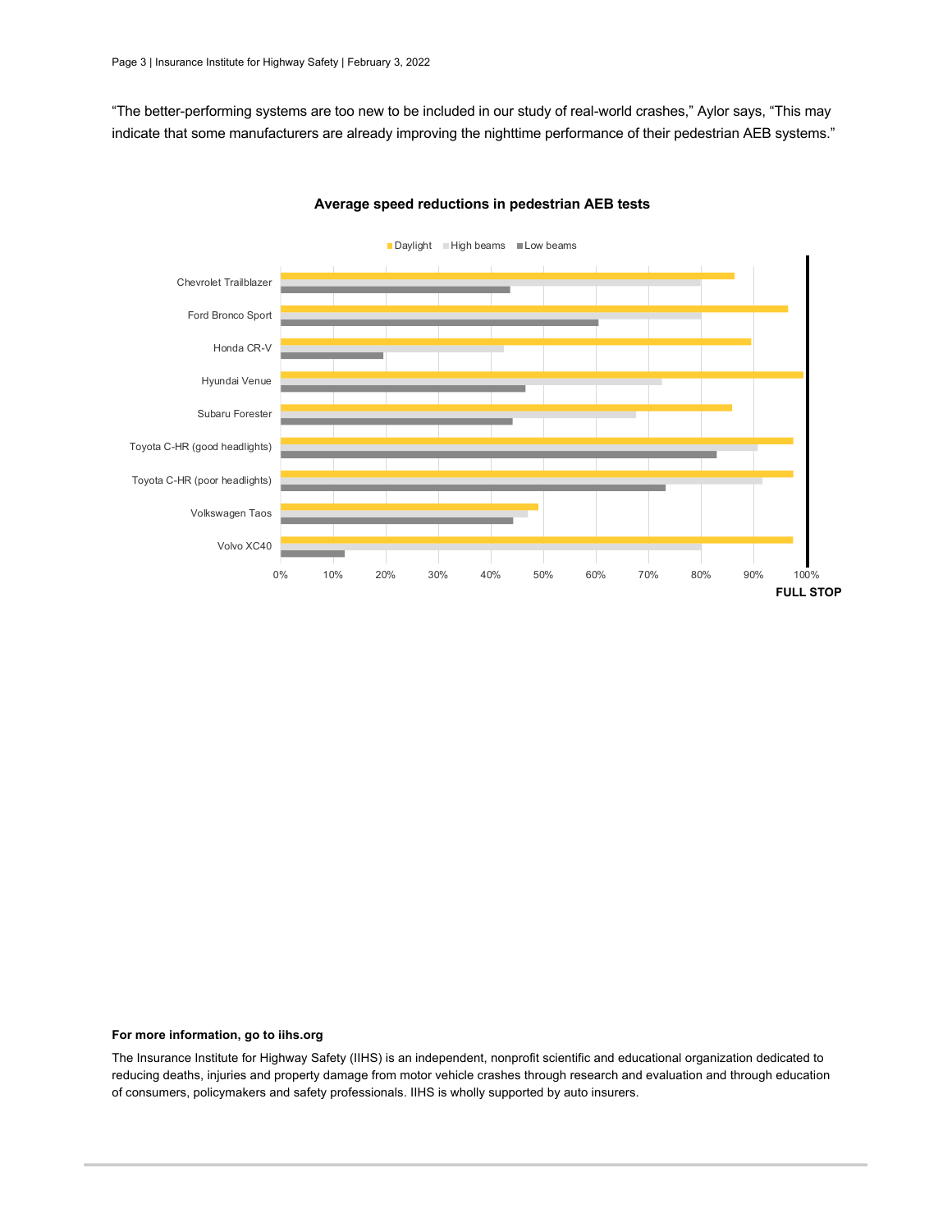"The better-performing systems are too new to be included in our study of real-world crashes," Aylor says, "This may indicate that some manufacturers are already improving the nighttime performance of their pedestrian AEB systems."

**Average speed reductions in pedestrian AEB tests**

Daylight
High beams
Low beams

Chevrolet Trailblazer
Ford Bronco Sport
Honda CR-V
Hyundai Venue
Subaru Forester
Toyota C-HR (good headlights)
Toyota C-HR (poor headlights)
Volkswagen Taos
Volvo XC40

0%
10%
20%
30%
40%
50%
60%
70%
80%
90%
100%

FULL STOP

**For more information, go to iihs.org**

The Insurance Institute for Highway Safety (IIHS) is an independent, nonprofit scientific and educational organization dedicated to reducing deaths, injuries and property damage from motor vehicle crashes through research and evaluation and through education of consumers, policymakers and safety professionals. IIHS is wholly supported by auto insurers.